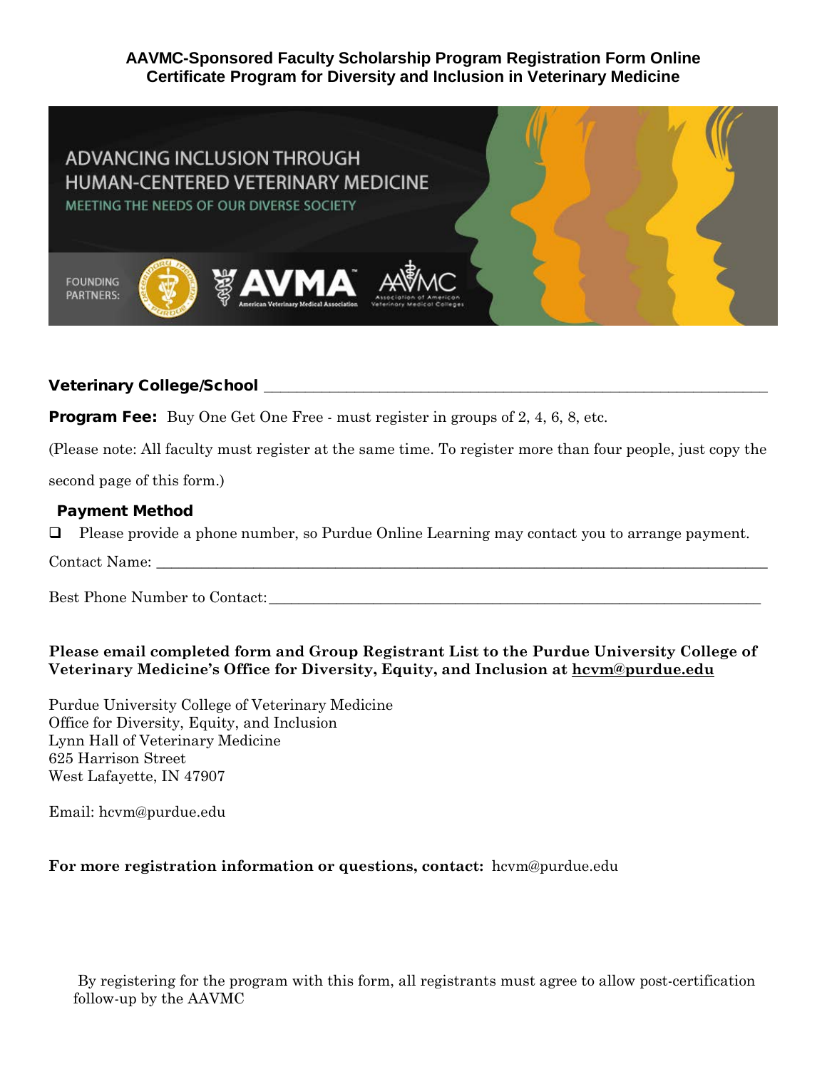**AAVMC-Sponsored Faculty Scholarship Program Registration Form Online Certificate Program for Diversity and Inclusion in Veterinary Medicine**

ADVANCING INCLUSION THROUGH HUMAN-CENTERED VETERINARY MEDICINE

MEETING THE NEEDS OF OUR DIVERSE SOCIETY

FOUNDING PARTNERS: AVMA American Veterinary Medical Association; AAVMC Association of American Veterinary Medical Colleges

**Veterinary College/School** ______________________________________________

**Program Fee:** Buy One Get One Free - must register in groups of 2, 4, 6, 8, etc.

(Please note: All faculty must register at the same time. To register more than four people, just copy the second page of this form.)

**Payment Method**

- [ ] Please provide a phone number, so Purdue Online Learning may contact you to arrange payment.

Contact Name: ______________________________________________

Best Phone Number to Contact: ______________________________________________

**Please email completed form and Group Registrant List to the Purdue University College of Veterinary Medicine's Office for Diversity, Equity, and Inclusion at hcvm@purdue.edu**

Purdue University College of Veterinary Medicine
Office for Diversity, Equity, and Inclusion
Lynn Hall of Veterinary Medicine
625 Harrison Street
West Lafayette, IN 47907

Email: hcvm@purdue.edu

**For more registration information or questions, contact:** hcvm@purdue.edu

By registering for the program with this form, all registrants must agree to allow post-certification follow-up by the AAVMC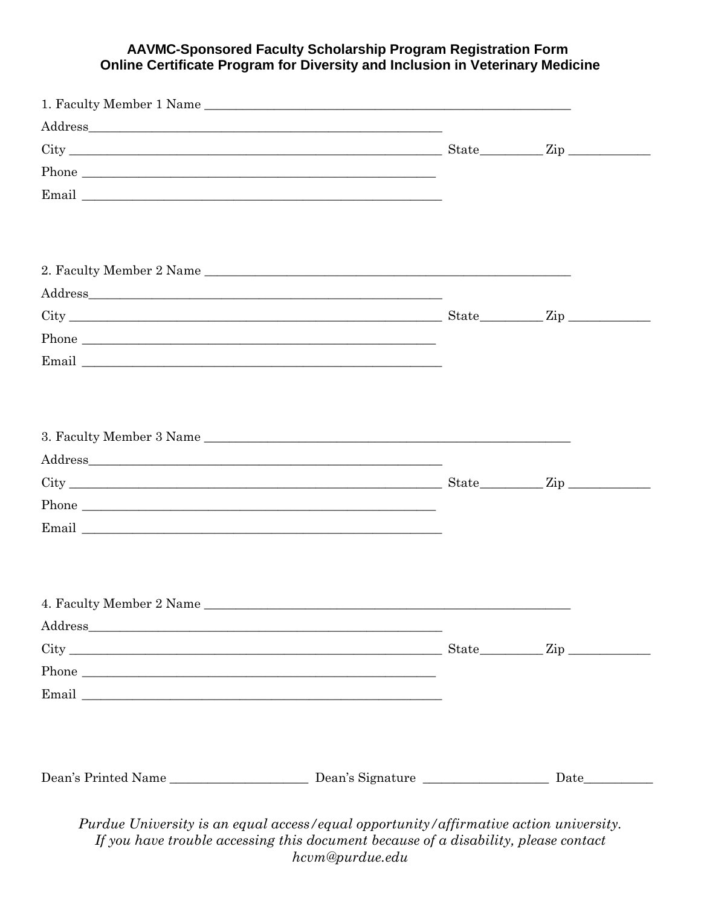**AAVMC-Sponsored Faculty Scholarship Program Registration Form**
**Online Certificate Program for Diversity and Inclusion in Veterinary Medicine**

1. Faculty Member 1 Name ____________________________________________________________

Address____________________________________________________________

City ______________________________________________________________ State__________ Zip _____________

Phone ____________________________________________________________

Email ____________________________________________________________

2. Faculty Member 2 Name ____________________________________________________________

Address____________________________________________________________

City ______________________________________________________________ State__________ Zip _____________

Phone ____________________________________________________________

Email ____________________________________________________________

3. Faculty Member 3 Name ____________________________________________________________

Address____________________________________________________________

City ______________________________________________________________ State__________ Zip _____________

Phone ____________________________________________________________

Email ____________________________________________________________

4. Faculty Member 2 Name ____________________________________________________________

Address____________________________________________________________

City ______________________________________________________________ State__________ Zip _____________

Phone ____________________________________________________________

Email ____________________________________________________________

Dean's Printed Name ______________________ Dean's Signature ____________________ Date___________

*Purdue University is an equal access/equal opportunity/affirmative action university.*
*If you have trouble accessing this document because of a disability, please contact hcvm@purdue.edu*